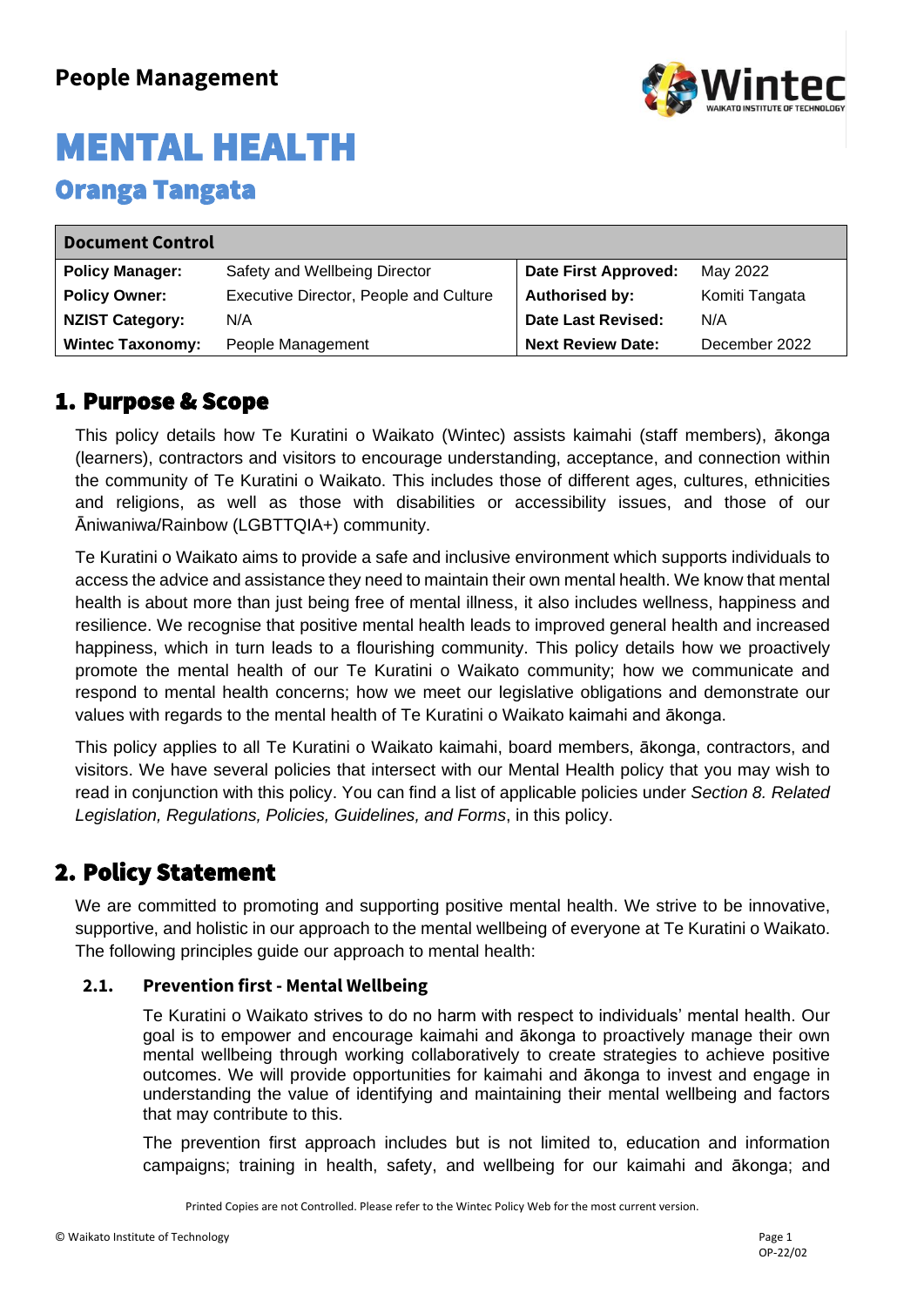**People Management**

# MENTAL HEALTH

## Oranga Tangata

| Document Control | | | |
|---|---|---|---|
| **Policy Manager:** | Safety and Wellbeing Director | **Date First Approved:** | May 2022 |
| **Policy Owner:** | Executive Director, People and Culture | **Authorised by:** | Komiti Tangata |
| **NZIST Category:** | N/A | **Date Last Revised:** | N/A |
| **Wintec Taxonomy:** | People Management | **Next Review Date:** | December 2022 |

## 1. Purpose & Scope

This policy details how Te Kuratini o Waikato (Wintec) assists kaimahi (staff members), ākonga (learners), contractors and visitors to encourage understanding, acceptance, and connection within the community of Te Kuratini o Waikato. This includes those of different ages, cultures, ethnicities and religions, as well as those with disabilities or accessibility issues, and those of our Āniwaniwa/Rainbow (LGBTTQIA+) community.

Te Kuratini o Waikato aims to provide a safe and inclusive environment which supports individuals to access the advice and assistance they need to maintain their own mental health. We know that mental health is about more than just being free of mental illness, it also includes wellness, happiness and resilience. We recognise that positive mental health leads to improved general health and increased happiness, which in turn leads to a flourishing community. This policy details how we proactively promote the mental health of our Te Kuratini o Waikato community; how we communicate and respond to mental health concerns; how we meet our legislative obligations and demonstrate our values with regards to the mental health of Te Kuratini o Waikato kaimahi and ākonga.

This policy applies to all Te Kuratini o Waikato kaimahi, board members, ākonga, contractors, and visitors. We have several policies that intersect with our Mental Health policy that you may wish to read in conjunction with this policy. You can find a list of applicable policies under *Section 8. Related Legislation, Regulations, Policies, Guidelines, and Forms*, in this policy.

## 2. Policy Statement

We are committed to promoting and supporting positive mental health. We strive to be innovative, supportive, and holistic in our approach to the mental wellbeing of everyone at Te Kuratini o Waikato. The following principles guide our approach to mental health:

### 2.1. Prevention first - Mental Wellbeing

Te Kuratini o Waikato strives to do no harm with respect to individuals' mental health. Our goal is to empower and encourage kaimahi and ākonga to proactively manage their own mental wellbeing through working collaboratively to create strategies to achieve positive outcomes. We will provide opportunities for kaimahi and ākonga to invest and engage in understanding the value of identifying and maintaining their mental wellbeing and factors that may contribute to this.

The prevention first approach includes but is not limited to, education and information campaigns; training in health, safety, and wellbeing for our kaimahi and ākonga; and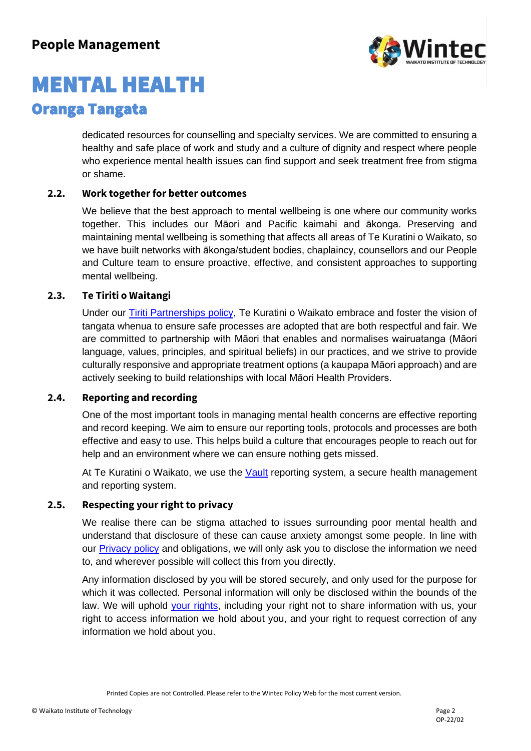dedicated resources for counselling and specialty services. We are committed to ensuring a healthy and safe place of work and study and a culture of dignity and respect where people who experience mental health issues can find support and seek treatment free from stigma or shame.

### 2.2. Work together for better outcomes

We believe that the best approach to mental wellbeing is one where our community works together. This includes our Māori and Pacific kaimahi and ākonga. Preserving and maintaining mental wellbeing is something that affects all areas of Te Kuratini o Waikato, so we have built networks with ākonga/student bodies, chaplaincy, counsellors and our People and Culture team to ensure proactive, effective, and consistent approaches to supporting mental wellbeing.

### 2.3. Te Tiriti o Waitangi

Under our Tiriti Partnerships policy, Te Kuratini o Waikato embrace and foster the vision of tangata whenua to ensure safe processes are adopted that are both respectful and fair. We are committed to partnership with Māori that enables and normalises wairuatanga (Māori language, values, principles, and spiritual beliefs) in our practices, and we strive to provide culturally responsive and appropriate treatment options (a kaupapa Māori approach) and are actively seeking to build relationships with local Māori Health Providers.

### 2.4. Reporting and recording

One of the most important tools in managing mental health concerns are effective reporting and record keeping. We aim to ensure our reporting tools, protocols and processes are both effective and easy to use. This helps build a culture that encourages people to reach out for help and an environment where we can ensure nothing gets missed.

At Te Kuratini o Waikato, we use the Vault reporting system, a secure health management and reporting system.

### 2.5. Respecting your right to privacy

We realise there can be stigma attached to issues surrounding poor mental health and understand that disclosure of these can cause anxiety amongst some people. In line with our Privacy policy and obligations, we will only ask you to disclose the information we need to, and wherever possible will collect this from you directly.

Any information disclosed by you will be stored securely, and only used for the purpose for which it was collected. Personal information will only be disclosed within the bounds of the law. We will uphold your rights, including your right not to share information with us, your right to access information we hold about you, and your right to request correction of any information we hold about you.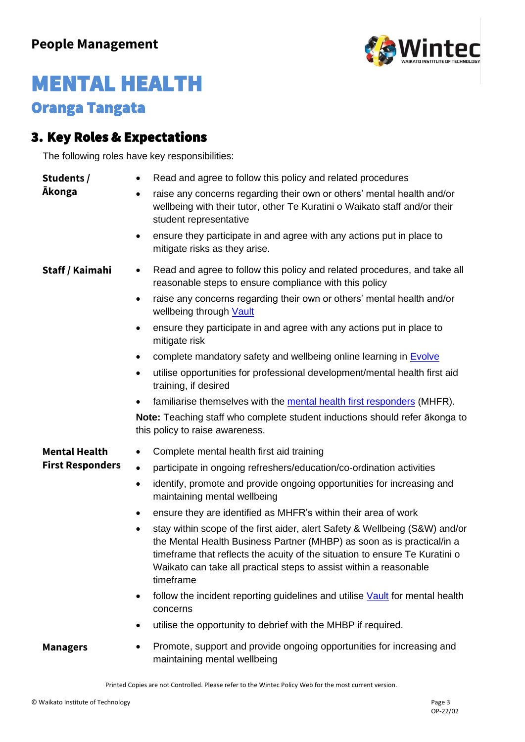# MENTAL HEALTH

## Oranga Tangata

## 3. Key Roles & Expectations

The following roles have key responsibilities:

**Students / Ākonga**

- Read and agree to follow this policy and related procedures
- raise any concerns regarding their own or others' mental health and/or wellbeing with their tutor, other Te Kuratini o Waikato staff and/or their student representative
- ensure they participate in and agree with any actions put in place to mitigate risks as they arise.

**Staff / Kaimahi**

- Read and agree to follow this policy and related procedures, and take all reasonable steps to ensure compliance with this policy
- raise any concerns regarding their own or others' mental health and/or wellbeing through Vault
- ensure they participate in and agree with any actions put in place to mitigate risk
- complete mandatory safety and wellbeing online learning in Evolve
- utilise opportunities for professional development/mental health first aid training, if desired
- familiarise themselves with the mental health first responders (MHFR).

**Note:** Teaching staff who complete student inductions should refer ākonga to this policy to raise awareness.

**Mental Health First Responders**

- Complete mental health first aid training
- participate in ongoing refreshers/education/co-ordination activities
- identify, promote and provide ongoing opportunities for increasing and maintaining mental wellbeing
- ensure they are identified as MHFR's within their area of work
- stay within scope of the first aider, alert Safety & Wellbeing (S&W) and/or the Mental Health Business Partner (MHBP) as soon as is practical/in a timeframe that reflects the acuity of the situation to ensure Te Kuratini o Waikato can take all practical steps to assist within a reasonable timeframe
- follow the incident reporting guidelines and utilise Vault for mental health concerns
- utilise the opportunity to debrief with the MHBP if required.

**Managers**

- Promote, support and provide ongoing opportunities for increasing and maintaining mental wellbeing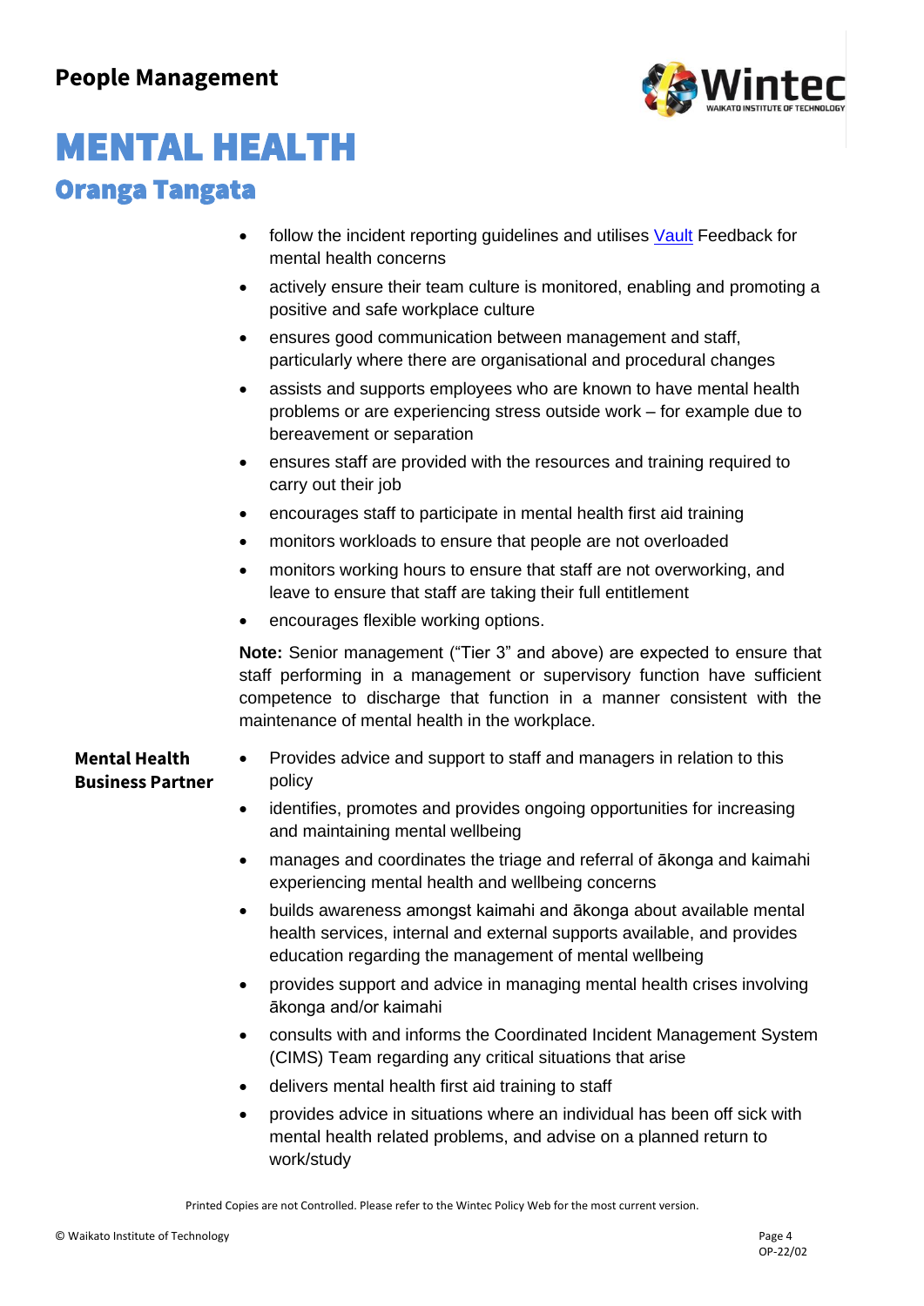- follow the incident reporting guidelines and utilises [Vault](#) Feedback for mental health concerns
- actively ensure their team culture is monitored, enabling and promoting a positive and safe workplace culture
- ensures good communication between management and staff, particularly where there are organisational and procedural changes
- assists and supports employees who are known to have mental health problems or are experiencing stress outside work – for example due to bereavement or separation
- ensures staff are provided with the resources and training required to carry out their job
- encourages staff to participate in mental health first aid training
- monitors workloads to ensure that people are not overloaded
- monitors working hours to ensure that staff are not overworking, and leave to ensure that staff are taking their full entitlement
- encourages flexible working options.

**Note:** Senior management ("Tier 3" and above) are expected to ensure that staff performing in a management or supervisory function have sufficient competence to discharge that function in a manner consistent with the maintenance of mental health in the workplace.

**Mental Health Business Partner**

- Provides advice and support to staff and managers in relation to this policy
- identifies, promotes and provides ongoing opportunities for increasing and maintaining mental wellbeing
- manages and coordinates the triage and referral of ākonga and kaimahi experiencing mental health and wellbeing concerns
- builds awareness amongst kaimahi and ākonga about available mental health services, internal and external supports available, and provides education regarding the management of mental wellbeing
- provides support and advice in managing mental health crises involving ākonga and/or kaimahi
- consults with and informs the Coordinated Incident Management System (CIMS) Team regarding any critical situations that arise
- delivers mental health first aid training to staff
- provides advice in situations where an individual has been off sick with mental health related problems, and advise on a planned return to work/study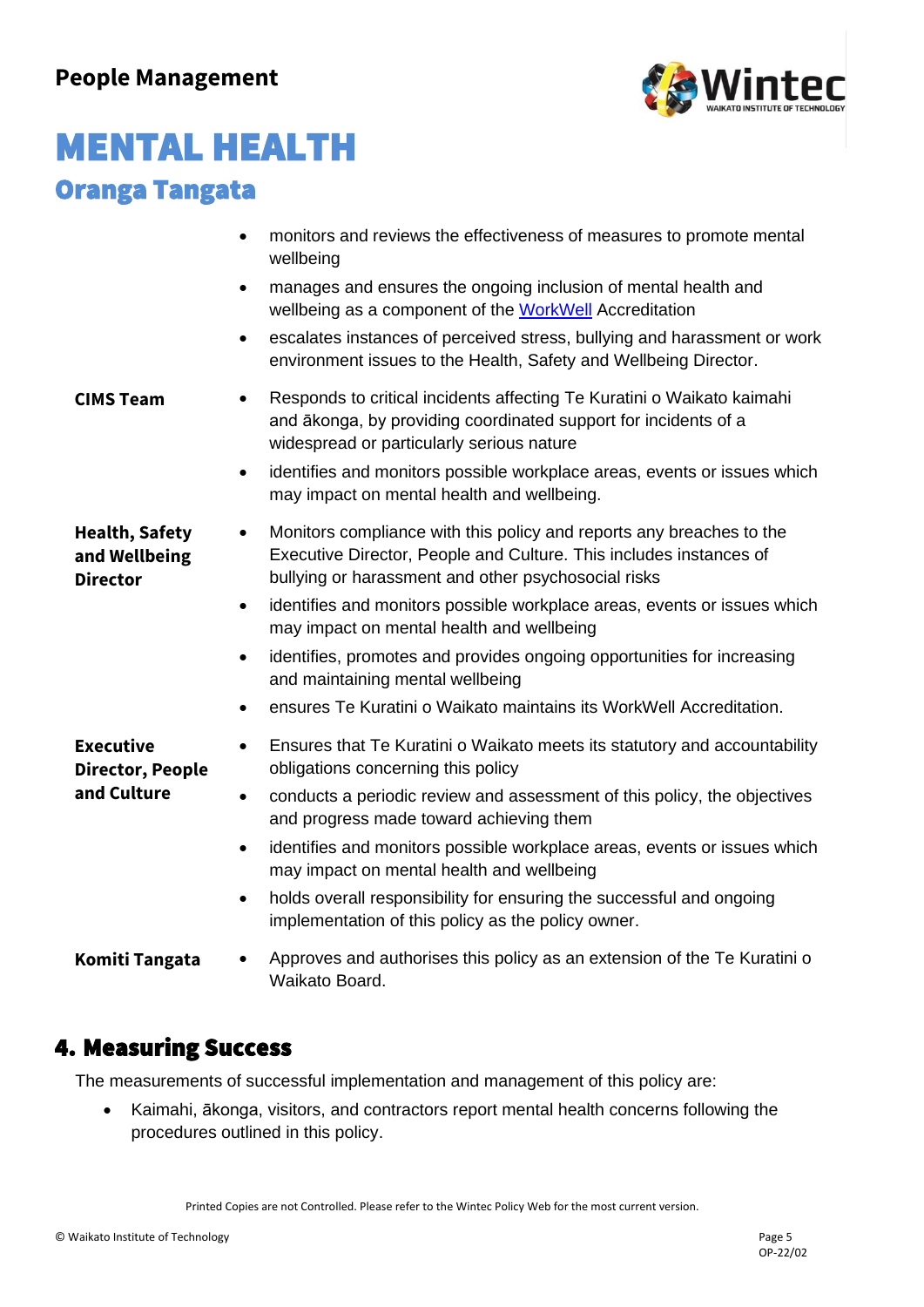- monitors and reviews the effectiveness of measures to promote mental wellbeing
- manages and ensures the ongoing inclusion of mental health and wellbeing as a component of the WorkWell Accreditation
- escalates instances of perceived stress, bullying and harassment or work environment issues to the Health, Safety and Wellbeing Director.

**CIMS Team**

- Responds to critical incidents affecting Te Kuratini o Waikato kaimahi and ākonga, by providing coordinated support for incidents of a widespread or particularly serious nature
- identifies and monitors possible workplace areas, events or issues which may impact on mental health and wellbeing.

**Health, Safety and Wellbeing Director**

- Monitors compliance with this policy and reports any breaches to the Executive Director, People and Culture. This includes instances of bullying or harassment and other psychosocial risks
- identifies and monitors possible workplace areas, events or issues which may impact on mental health and wellbeing
- identifies, promotes and provides ongoing opportunities for increasing and maintaining mental wellbeing
- ensures Te Kuratini o Waikato maintains its WorkWell Accreditation.

**Executive Director, People and Culture**

- Ensures that Te Kuratini o Waikato meets its statutory and accountability obligations concerning this policy
- conducts a periodic review and assessment of this policy, the objectives and progress made toward achieving them
- identifies and monitors possible workplace areas, events or issues which may impact on mental health and wellbeing
- holds overall responsibility for ensuring the successful and ongoing implementation of this policy as the policy owner.

**Komiti Tangata**

- Approves and authorises this policy as an extension of the Te Kuratini o Waikato Board.

## 4. Measuring Success

The measurements of successful implementation and management of this policy are:

- Kaimahi, ākonga, visitors, and contractors report mental health concerns following the procedures outlined in this policy.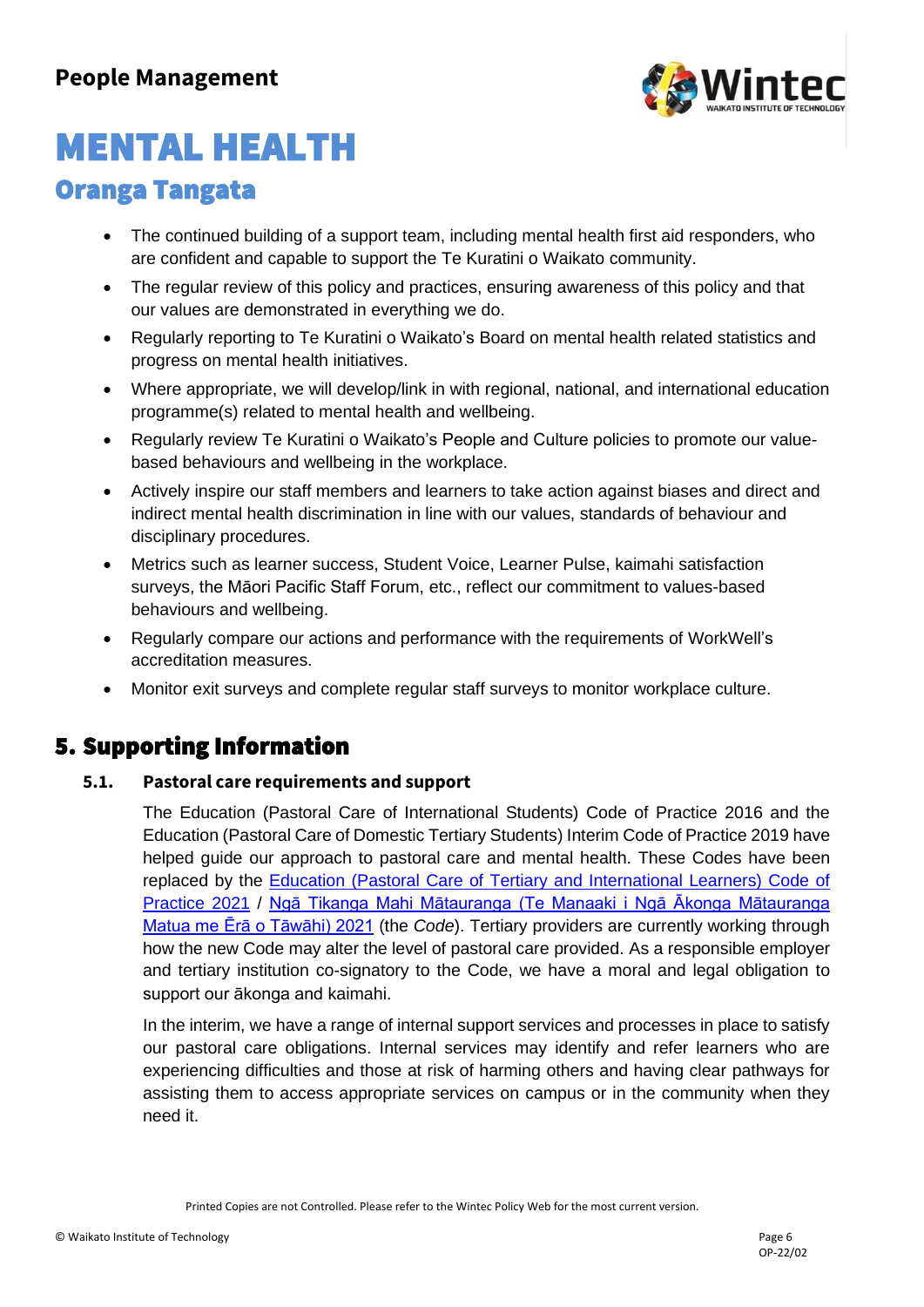- The continued building of a support team, including mental health first aid responders, who are confident and capable to support the Te Kuratini o Waikato community.
- The regular review of this policy and practices, ensuring awareness of this policy and that our values are demonstrated in everything we do.
- Regularly reporting to Te Kuratini o Waikato's Board on mental health related statistics and progress on mental health initiatives.
- Where appropriate, we will develop/link in with regional, national, and international education programme(s) related to mental health and wellbeing.
- Regularly review Te Kuratini o Waikato's People and Culture policies to promote our value-based behaviours and wellbeing in the workplace.
- Actively inspire our staff members and learners to take action against biases and direct and indirect mental health discrimination in line with our values, standards of behaviour and disciplinary procedures.
- Metrics such as learner success, Student Voice, Learner Pulse, kaimahi satisfaction surveys, the Māori Pacific Staff Forum, etc., reflect our commitment to values-based behaviours and wellbeing.
- Regularly compare our actions and performance with the requirements of WorkWell's accreditation measures.
- Monitor exit surveys and complete regular staff surveys to monitor workplace culture.

## 5. Supporting Information

### 5.1. Pastoral care requirements and support

The Education (Pastoral Care of International Students) Code of Practice 2016 and the Education (Pastoral Care of Domestic Tertiary Students) Interim Code of Practice 2019 have helped guide our approach to pastoral care and mental health. These Codes have been replaced by the Education (Pastoral Care of Tertiary and International Learners) Code of Practice 2021 / Ngā Tikanga Mahi Mātauranga (Te Manaaki i Ngā Ākonga Mātauranga Matua me Ērā o Tāwāhi) 2021 (the *Code*). Tertiary providers are currently working through how the new Code may alter the level of pastoral care provided. As a responsible employer and tertiary institution co-signatory to the Code, we have a moral and legal obligation to support our ākonga and kaimahi.

In the interim, we have a range of internal support services and processes in place to satisfy our pastoral care obligations. Internal services may identify and refer learners who are experiencing difficulties and those at risk of harming others and having clear pathways for assisting them to access appropriate services on campus or in the community when they need it.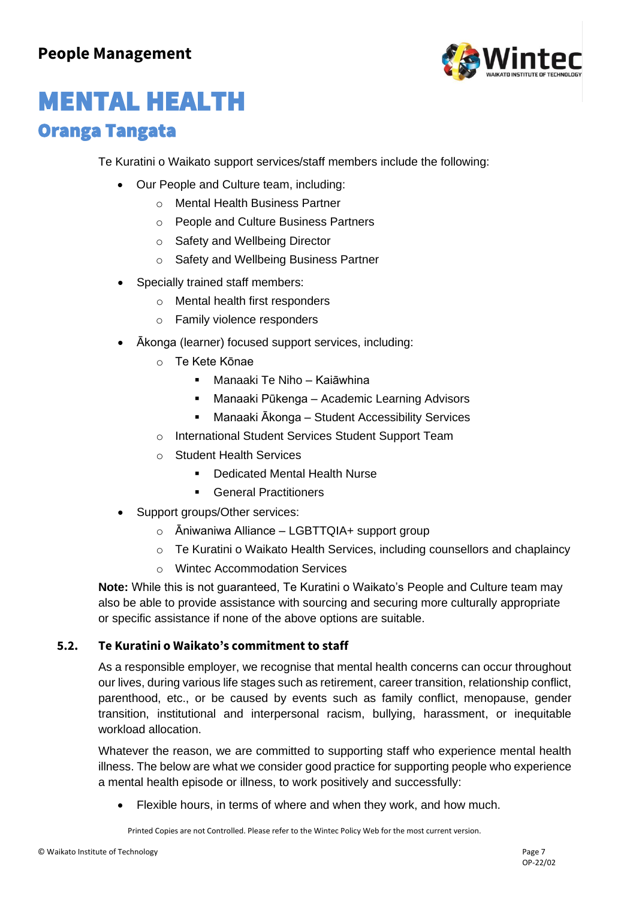# MENTAL HEALTH

## Oranga Tangata

Te Kuratini o Waikato support services/staff members include the following:

- Our People and Culture team, including:
  - Mental Health Business Partner
  - People and Culture Business Partners
  - Safety and Wellbeing Director
  - Safety and Wellbeing Business Partner
- Specially trained staff members:
  - Mental health first responders
  - Family violence responders
- Ākonga (learner) focused support services, including:
  - Te Kete Kōnae
    - Manaaki Te Niho – Kaiāwhina
    - Manaaki Pūkenga – Academic Learning Advisors
    - Manaaki Ākonga – Student Accessibility Services
  - International Student Services Student Support Team
  - Student Health Services
    - Dedicated Mental Health Nurse
    - General Practitioners
- Support groups/Other services:
  - Āniwaniwa Alliance – LGBTTQIA+ support group
  - Te Kuratini o Waikato Health Services, including counsellors and chaplaincy
  - Wintec Accommodation Services

**Note:** While this is not guaranteed, Te Kuratini o Waikato's People and Culture team may also be able to provide assistance with sourcing and securing more culturally appropriate or specific assistance if none of the above options are suitable.

### 5.2. Te Kuratini o Waikato's commitment to staff

As a responsible employer, we recognise that mental health concerns can occur throughout our lives, during various life stages such as retirement, career transition, relationship conflict, parenthood, etc., or be caused by events such as family conflict, menopause, gender transition, institutional and interpersonal racism, bullying, harassment, or inequitable workload allocation.

Whatever the reason, we are committed to supporting staff who experience mental health illness. The below are what we consider good practice for supporting people who experience a mental health episode or illness, to work positively and successfully:

- Flexible hours, in terms of where and when they work, and how much.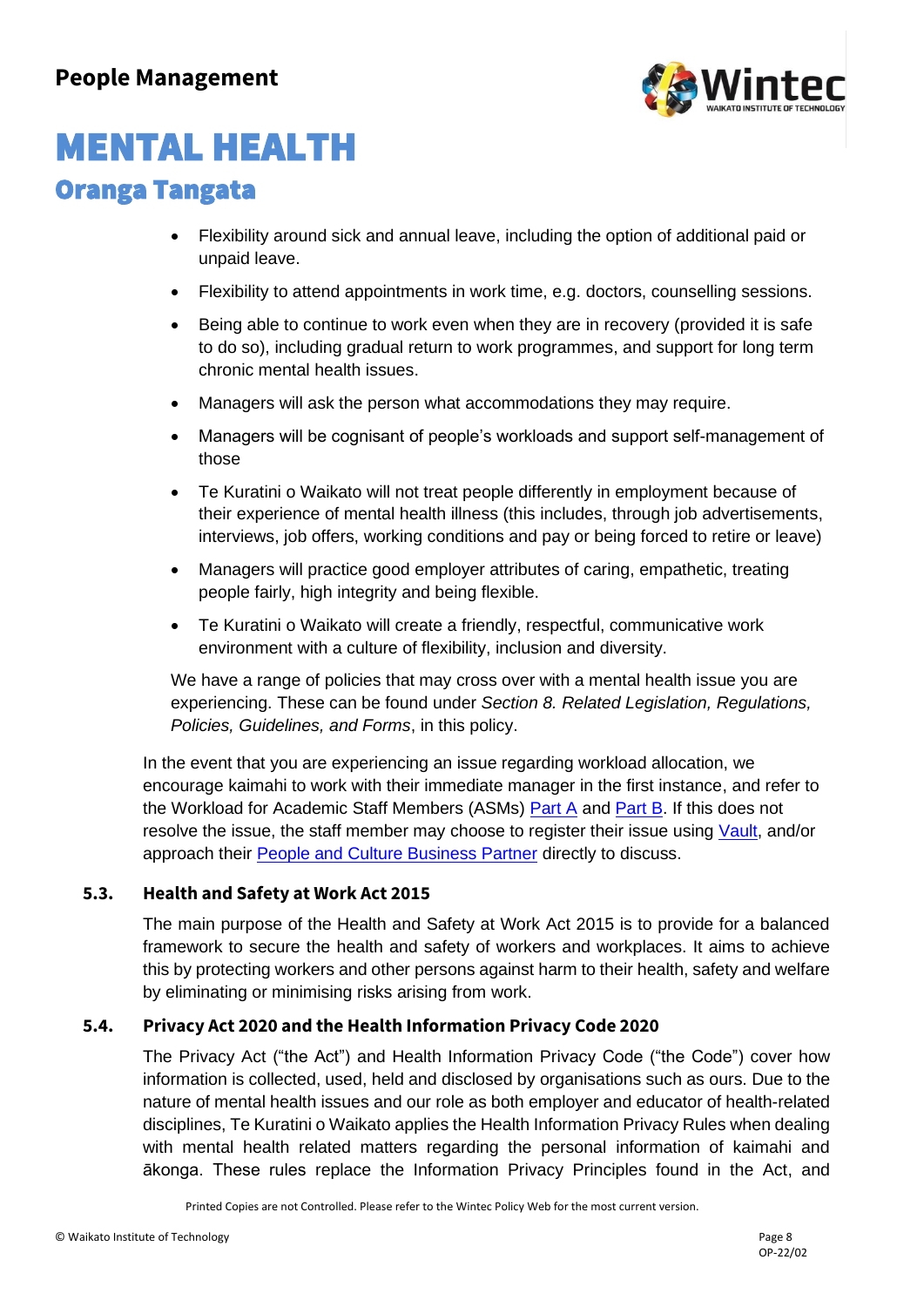- Flexibility around sick and annual leave, including the option of additional paid or unpaid leave.
- Flexibility to attend appointments in work time, e.g. doctors, counselling sessions.
- Being able to continue to work even when they are in recovery (provided it is safe to do so), including gradual return to work programmes, and support for long term chronic mental health issues.
- Managers will ask the person what accommodations they may require.
- Managers will be cognisant of people's workloads and support self-management of those
- Te Kuratini o Waikato will not treat people differently in employment because of their experience of mental health illness (this includes, through job advertisements, interviews, job offers, working conditions and pay or being forced to retire or leave)
- Managers will practice good employer attributes of caring, empathetic, treating people fairly, high integrity and being flexible.
- Te Kuratini o Waikato will create a friendly, respectful, communicative work environment with a culture of flexibility, inclusion and diversity.

We have a range of policies that may cross over with a mental health issue you are experiencing. These can be found under *Section 8. Related Legislation, Regulations, Policies, Guidelines, and Forms*, in this policy.

In the event that you are experiencing an issue regarding workload allocation, we encourage kaimahi to work with their immediate manager in the first instance, and refer to the Workload for Academic Staff Members (ASMs) Part A and Part B. If this does not resolve the issue, the staff member may choose to register their issue using Vault, and/or approach their People and Culture Business Partner directly to discuss.

### 5.3. Health and Safety at Work Act 2015

The main purpose of the Health and Safety at Work Act 2015 is to provide for a balanced framework to secure the health and safety of workers and workplaces. It aims to achieve this by protecting workers and other persons against harm to their health, safety and welfare by eliminating or minimising risks arising from work.

### 5.4. Privacy Act 2020 and the Health Information Privacy Code 2020

The Privacy Act ("the Act") and Health Information Privacy Code ("the Code") cover how information is collected, used, held and disclosed by organisations such as ours. Due to the nature of mental health issues and our role as both employer and educator of health-related disciplines, Te Kuratini o Waikato applies the Health Information Privacy Rules when dealing with mental health related matters regarding the personal information of kaimahi and ākonga. These rules replace the Information Privacy Principles found in the Act, and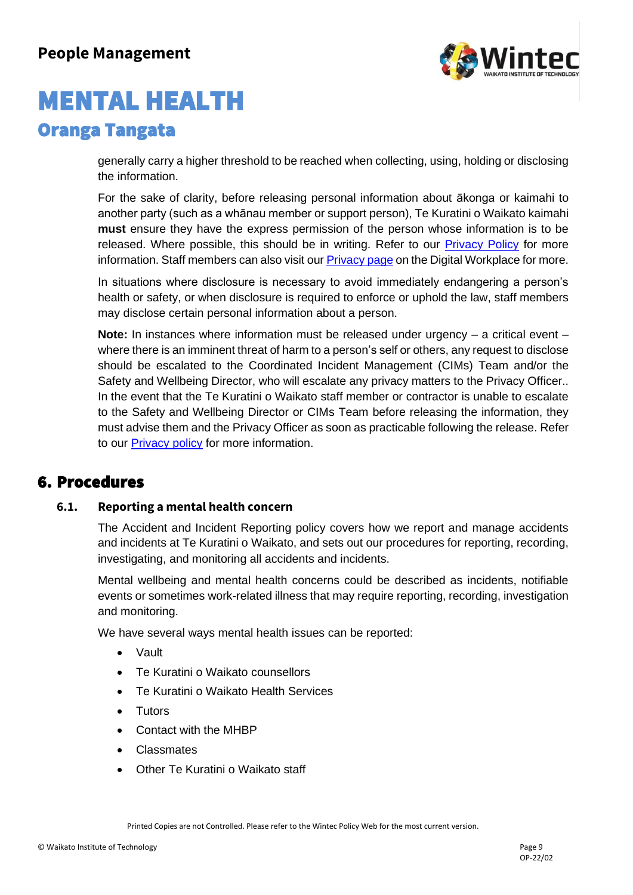generally carry a higher threshold to be reached when collecting, using, holding or disclosing the information.

For the sake of clarity, before releasing personal information about ākonga or kaimahi to another party (such as a whānau member or support person), Te Kuratini o Waikato kaimahi **must** ensure they have the express permission of the person whose information is to be released. Where possible, this should be in writing. Refer to our Privacy Policy for more information. Staff members can also visit our Privacy page on the Digital Workplace for more.

In situations where disclosure is necessary to avoid immediately endangering a person's health or safety, or when disclosure is required to enforce or uphold the law, staff members may disclose certain personal information about a person.

**Note:** In instances where information must be released under urgency – a critical event – where there is an imminent threat of harm to a person's self or others, any request to disclose should be escalated to the Coordinated Incident Management (CIMs) Team and/or the Safety and Wellbeing Director, who will escalate any privacy matters to the Privacy Officer.. In the event that the Te Kuratini o Waikato staff member or contractor is unable to escalate to the Safety and Wellbeing Director or CIMs Team before releasing the information, they must advise them and the Privacy Officer as soon as practicable following the release. Refer to our Privacy policy for more information.

## 6. Procedures

### 6.1. Reporting a mental health concern

The Accident and Incident Reporting policy covers how we report and manage accidents and incidents at Te Kuratini o Waikato, and sets out our procedures for reporting, recording, investigating, and monitoring all accidents and incidents.

Mental wellbeing and mental health concerns could be described as incidents, notifiable events or sometimes work-related illness that may require reporting, recording, investigation and monitoring.

We have several ways mental health issues can be reported:

- Vault
- Te Kuratini o Waikato counsellors
- Te Kuratini o Waikato Health Services
- Tutors
- Contact with the MHBP
- Classmates
- Other Te Kuratini o Waikato staff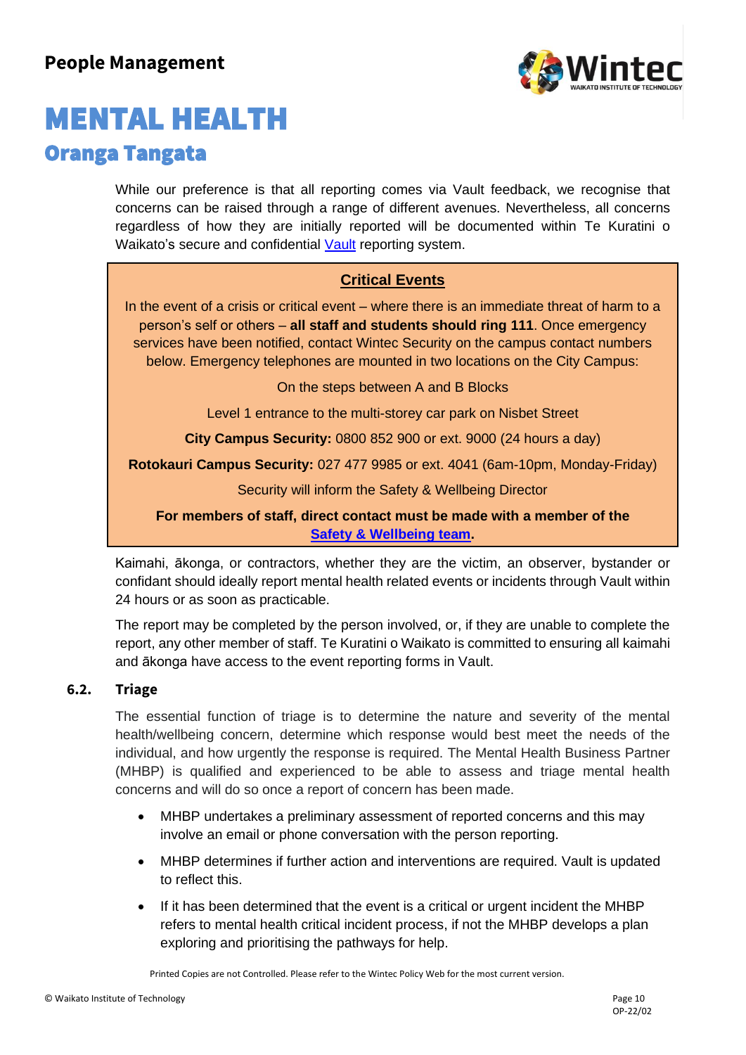While our preference is that all reporting comes via Vault feedback, we recognise that concerns can be raised through a range of different avenues. Nevertheless, all concerns regardless of how they are initially reported will be documented within Te Kuratini o Waikato's secure and confidential Vault reporting system.

**Critical Events**

In the event of a crisis or critical event – where there is an immediate threat of harm to a person's self or others – **all staff and students should ring 111**. Once emergency services have been notified, contact Wintec Security on the campus contact numbers below. Emergency telephones are mounted in two locations on the City Campus:

On the steps between A and B Blocks

Level 1 entrance to the multi-storey car park on Nisbet Street

**City Campus Security:** 0800 852 900 or ext. 9000 (24 hours a day)

**Rotokauri Campus Security:** 027 477 9985 or ext. 4041 (6am-10pm, Monday-Friday)

Security will inform the Safety & Wellbeing Director

**For members of staff, direct contact must be made with a member of the Safety & Wellbeing team.**

Kaimahi, ākonga, or contractors, whether they are the victim, an observer, bystander or confidant should ideally report mental health related events or incidents through Vault within 24 hours or as soon as practicable.

The report may be completed by the person involved, or, if they are unable to complete the report, any other member of staff. Te Kuratini o Waikato is committed to ensuring all kaimahi and ākonga have access to the event reporting forms in Vault.

### 6.2. Triage

The essential function of triage is to determine the nature and severity of the mental health/wellbeing concern, determine which response would best meet the needs of the individual, and how urgently the response is required. The Mental Health Business Partner (MHBP) is qualified and experienced to be able to assess and triage mental health concerns and will do so once a report of concern has been made.

- MHBP undertakes a preliminary assessment of reported concerns and this may involve an email or phone conversation with the person reporting.
- MHBP determines if further action and interventions are required. Vault is updated to reflect this.
- If it has been determined that the event is a critical or urgent incident the MHBP refers to mental health critical incident process, if not the MHBP develops a plan exploring and prioritising the pathways for help.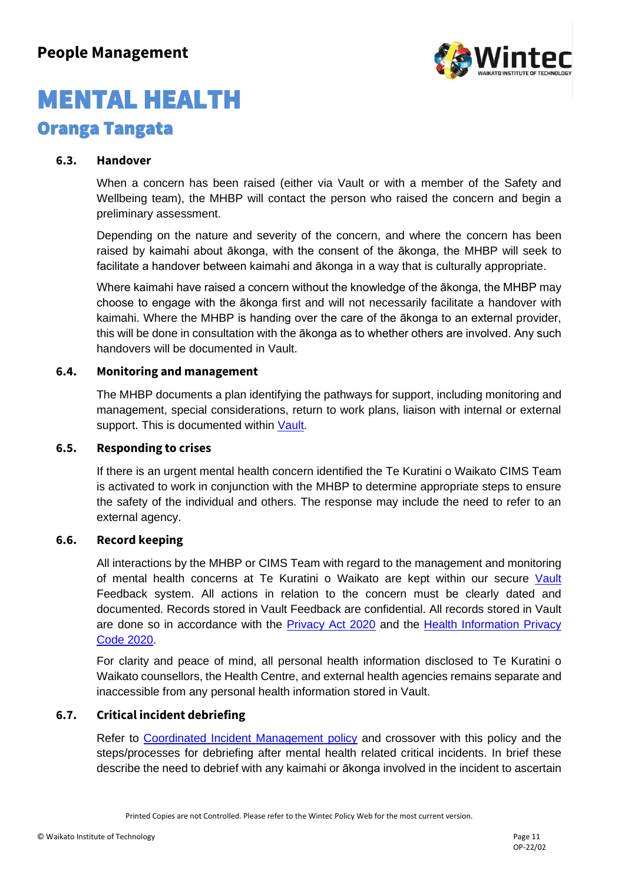### 6.3. Handover

When a concern has been raised (either via Vault or with a member of the Safety and Wellbeing team), the MHBP will contact the person who raised the concern and begin a preliminary assessment.

Depending on the nature and severity of the concern, and where the concern has been raised by kaimahi about ākonga, with the consent of the ākonga, the MHBP will seek to facilitate a handover between kaimahi and ākonga in a way that is culturally appropriate.

Where kaimahi have raised a concern without the knowledge of the ākonga, the MHBP may choose to engage with the ākonga first and will not necessarily facilitate a handover with kaimahi. Where the MHBP is handing over the care of the ākonga to an external provider, this will be done in consultation with the ākonga as to whether others are involved. Any such handovers will be documented in Vault.

### 6.4. Monitoring and management

The MHBP documents a plan identifying the pathways for support, including monitoring and management, special considerations, return to work plans, liaison with internal or external support. This is documented within Vault.

### 6.5. Responding to crises

If there is an urgent mental health concern identified the Te Kuratini o Waikato CIMS Team is activated to work in conjunction with the MHBP to determine appropriate steps to ensure the safety of the individual and others. The response may include the need to refer to an external agency.

### 6.6. Record keeping

All interactions by the MHBP or CIMS Team with regard to the management and monitoring of mental health concerns at Te Kuratini o Waikato are kept within our secure Vault Feedback system. All actions in relation to the concern must be clearly dated and documented. Records stored in Vault Feedback are confidential. All records stored in Vault are done so in accordance with the Privacy Act 2020 and the Health Information Privacy Code 2020.

For clarity and peace of mind, all personal health information disclosed to Te Kuratini o Waikato counsellors, the Health Centre, and external health agencies remains separate and inaccessible from any personal health information stored in Vault.

### 6.7. Critical incident debriefing

Refer to Coordinated Incident Management policy and crossover with this policy and the steps/processes for debriefing after mental health related critical incidents. In brief these describe the need to debrief with any kaimahi or ākonga involved in the incident to ascertain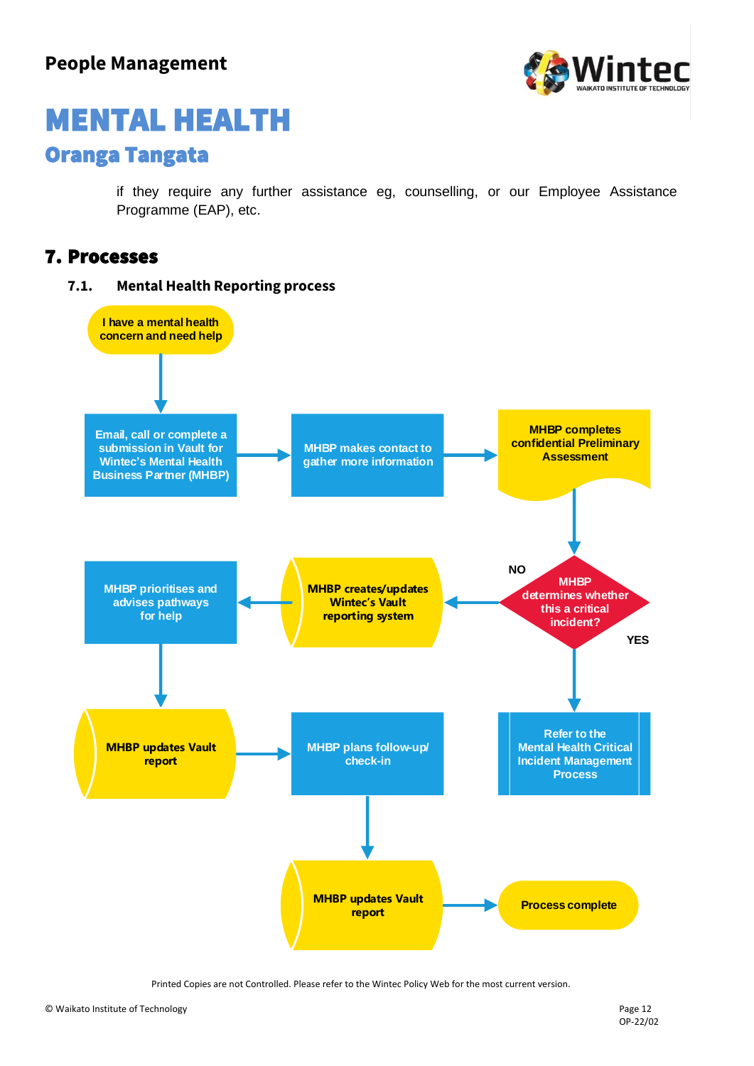if they require any further assistance eg, counselling, or our Employee Assistance Programme (EAP), etc.

## 7. Processes

### 7.1. Mental Health Reporting process

I have a mental health concern and need help

Email, call or complete a submission in Vault for Wintec's Mental Health Business Partner (MHBP)

MHBP makes contact to gather more information

MHBP completes confidential Preliminary Assessment

MHBP determines whether this a critical incident?

NO

YES

MHBP creates/updates Wintec's Vault reporting system

MHBP prioritises and advises pathways for help

Refer to the Mental Health Critical Incident Management Process

MHBP updates Vault report

MHBP plans follow-up/ check-in

MHBP updates Vault report

Process complete

Printed Copies are not Controlled. Please refer to the Wintec Policy Web for the most current version.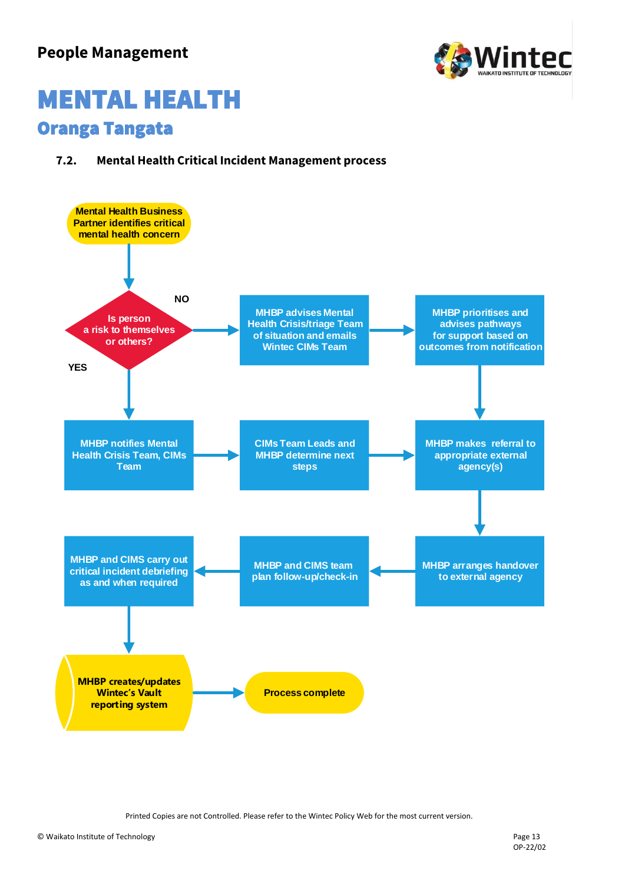## 7.2. Mental Health Critical Incident Management process

Mental Health Business Partner identifies critical mental health concern

Is person a risk to themselves or others?

NO

MHBP advises Mental Health Crisis/triage Team of situation and emails Wintec CIMs Team

MHBP prioritises and advises pathways for support based on outcomes from notification

YES

MHBP notifies Mental Health Crisis Team, CIMs Team

CIMs Team Leads and MHBP determine next steps

MHBP makes referral to appropriate external agency(s)

MHBP arranges handover to external agency

MHBP and CIMS team plan follow-up/check-in

MHBP and CIMS carry out critical incident debriefing as and when required

MHBP creates/updates Wintec's Vault reporting system

Process complete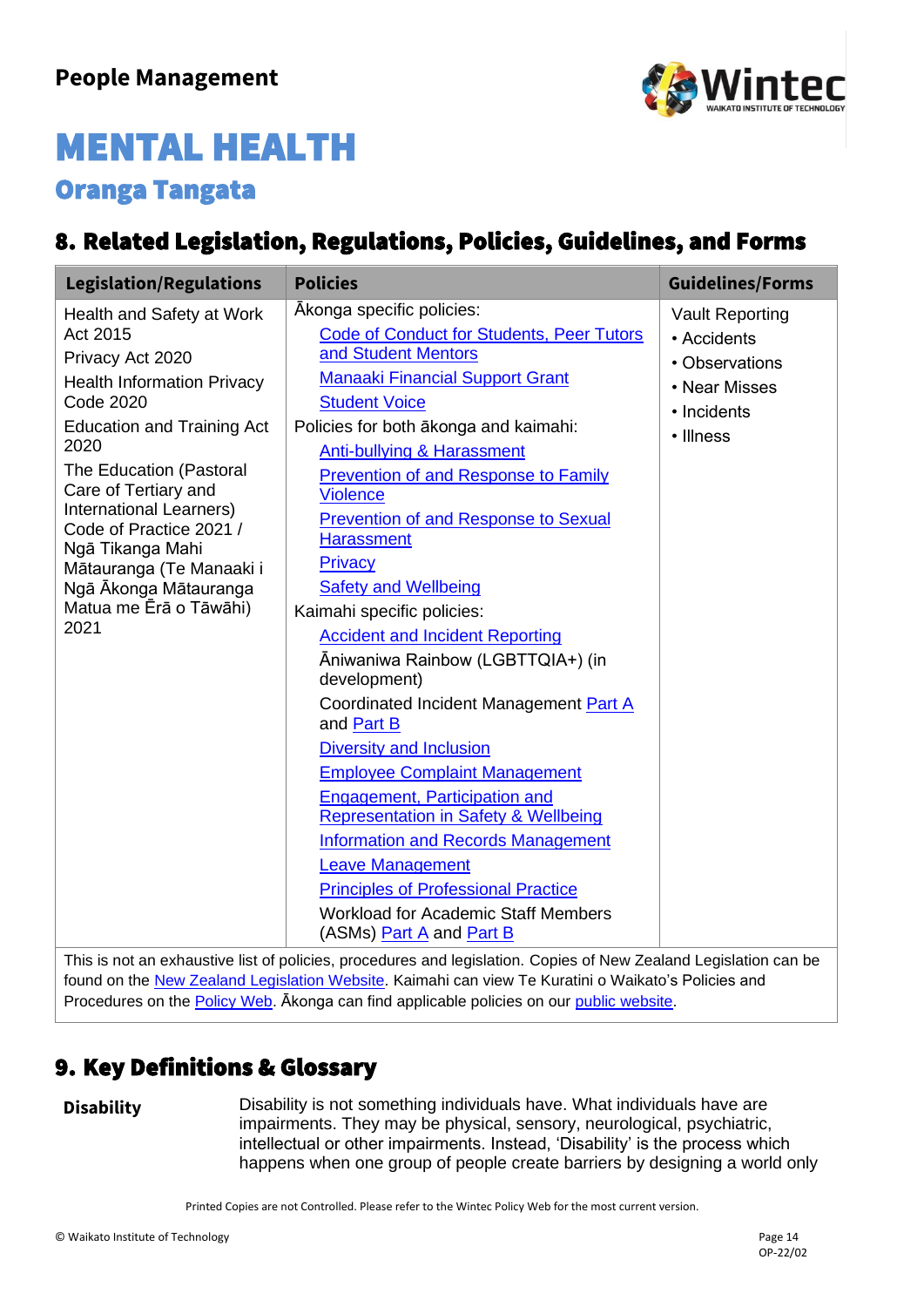# MENTAL HEALTH

## Oranga Tangata

## 8. Related Legislation, Regulations, Policies, Guidelines, and Forms

| Legislation/Regulations | Policies | Guidelines/Forms |
|---|---|---|
| Health and Safety at Work Act 2015<br>Privacy Act 2020<br>Health Information Privacy Code 2020<br>Education and Training Act 2020<br>The Education (Pastoral Care of Tertiary and International Learners) Code of Practice 2021 / Ngā Tikanga Mahi Mātauranga (Te Manaaki i Ngā Ākonga Mātauranga Matua me Ērā o Tāwāhi) 2021 | Ākonga specific policies:<br>Code of Conduct for Students, Peer Tutors and Student Mentors<br>Manaaki Financial Support Grant<br>Student Voice<br>Policies for both ākonga and kaimahi:<br>Anti-bullying & Harassment<br>Prevention of and Response to Family Violence<br>Prevention of and Response to Sexual Harassment<br>Privacy<br>Safety and Wellbeing<br>Kaimahi specific policies:<br>Accident and Incident Reporting<br>Āniwaniwa Rainbow (LGBTTQIA+) (in development)<br>Coordinated Incident Management Part A and Part B<br>Diversity and Inclusion<br>Employee Complaint Management<br>Engagement, Participation and Representation in Safety & Wellbeing<br>Information and Records Management<br>Leave Management<br>Principles of Professional Practice<br>Workload for Academic Staff Members (ASMs) Part A and Part B | Vault Reporting<br>• Accidents<br>• Observations<br>• Near Misses<br>• Incidents<br>• Illness |

This is not an exhaustive list of policies, procedures and legislation. Copies of New Zealand Legislation can be found on the New Zealand Legislation Website. Kaimahi can view Te Kuratini o Waikato's Policies and Procedures on the Policy Web. Ākonga can find applicable policies on our public website.

## 9. Key Definitions & Glossary

**Disability** Disability is not something individuals have. What individuals have are impairments. They may be physical, sensory, neurological, psychiatric, intellectual or other impairments. Instead, 'Disability' is the process which happens when one group of people create barriers by designing a world only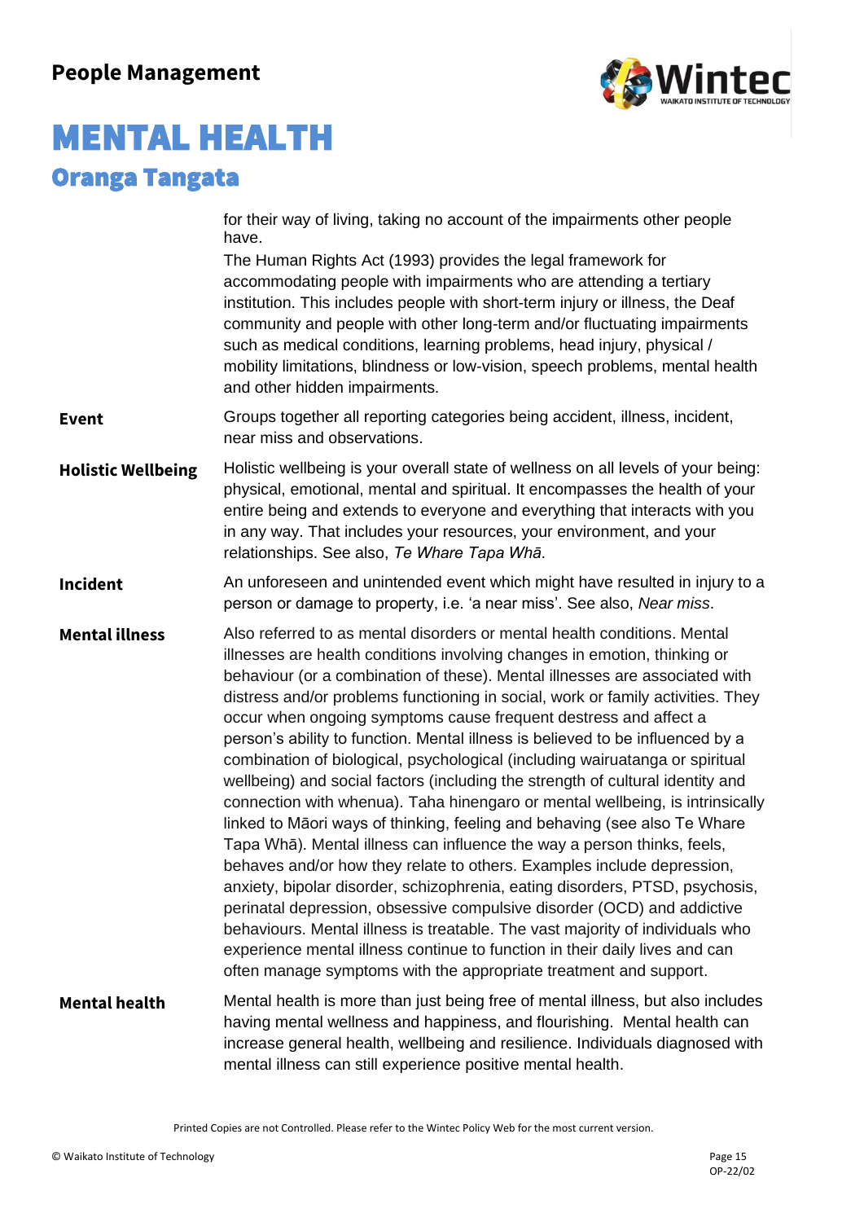| | |
|---|---|
| | for their way of living, taking no account of the impairments other people have. The Human Rights Act (1993) provides the legal framework for accommodating people with impairments who are attending a tertiary institution. This includes people with short-term injury or illness, the Deaf community and people with other long-term and/or fluctuating impairments such as medical conditions, learning problems, head injury, physical / mobility limitations, blindness or low-vision, speech problems, mental health and other hidden impairments. |
| **Event** | Groups together all reporting categories being accident, illness, incident, near miss and observations. |
| **Holistic Wellbeing** | Holistic wellbeing is your overall state of wellness on all levels of your being: physical, emotional, mental and spiritual. It encompasses the health of your entire being and extends to everyone and everything that interacts with you in any way. That includes your resources, your environment, and your relationships. See also, *Te Whare Tapa Whā*. |
| **Incident** | An unforeseen and unintended event which might have resulted in injury to a person or damage to property, i.e. 'a near miss'. See also, *Near miss*. |
| **Mental illness** | Also referred to as mental disorders or mental health conditions. Mental illnesses are health conditions involving changes in emotion, thinking or behaviour (or a combination of these). Mental illnesses are associated with distress and/or problems functioning in social, work or family activities. They occur when ongoing symptoms cause frequent destress and affect a person's ability to function. Mental illness is believed to be influenced by a combination of biological, psychological (including wairuatanga or spiritual wellbeing) and social factors (including the strength of cultural identity and connection with whenua). Taha hinengaro or mental wellbeing, is intrinsically linked to Māori ways of thinking, feeling and behaving (see also Te Whare Tapa Whā). Mental illness can influence the way a person thinks, feels, behaves and/or how they relate to others. Examples include depression, anxiety, bipolar disorder, schizophrenia, eating disorders, PTSD, psychosis, perinatal depression, obsessive compulsive disorder (OCD) and addictive behaviours. Mental illness is treatable. The vast majority of individuals who experience mental illness continue to function in their daily lives and can often manage symptoms with the appropriate treatment and support. |
| **Mental health** | Mental health is more than just being free of mental illness, but also includes having mental wellness and happiness, and flourishing. Mental health can increase general health, wellbeing and resilience. Individuals diagnosed with mental illness can still experience positive mental health. |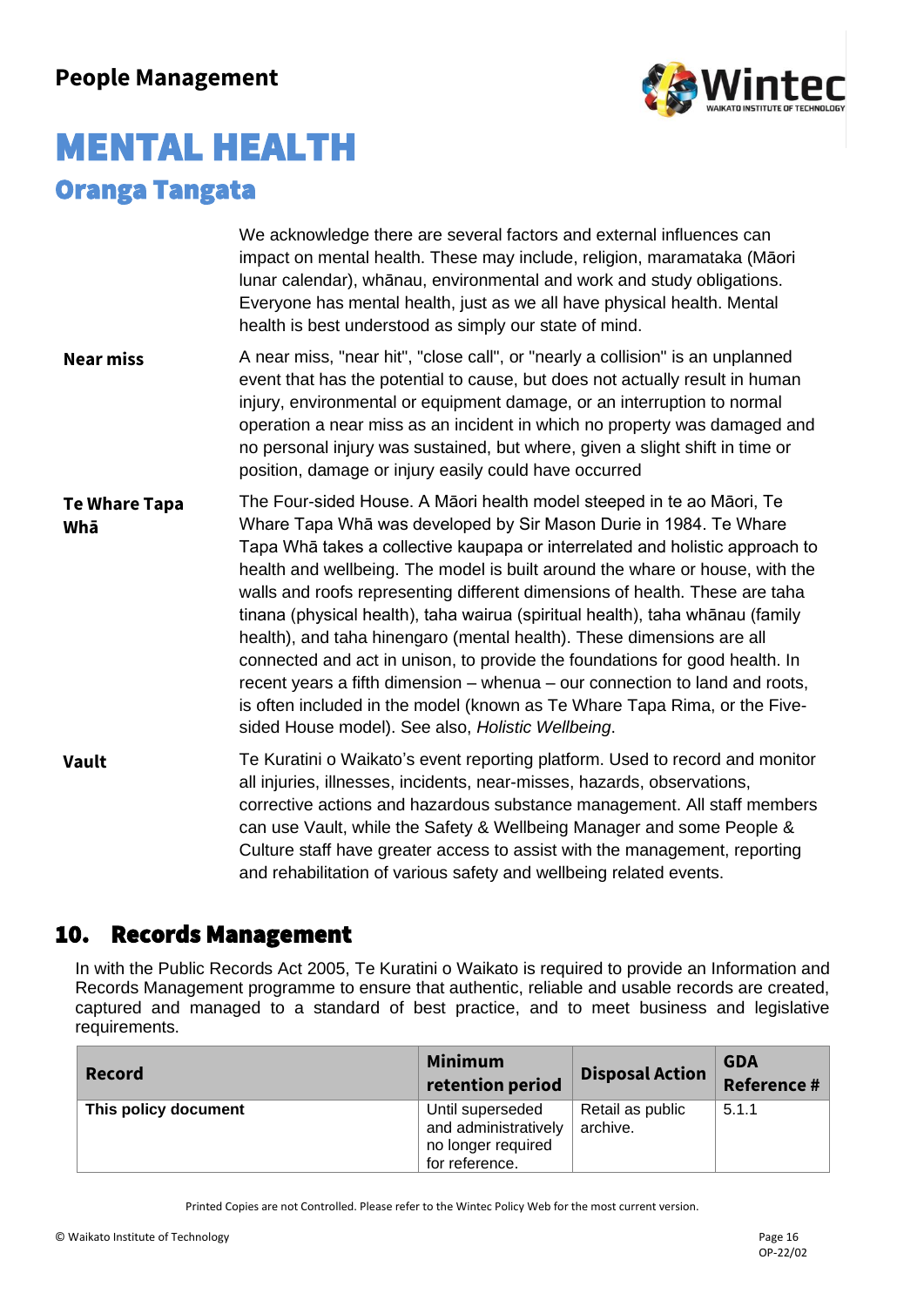We acknowledge there are several factors and external influences can impact on mental health. These may include, religion, maramataka (Māori lunar calendar), whānau, environmental and work and study obligations. Everyone has mental health, just as we all have physical health. Mental health is best understood as simply our state of mind.

**Near miss**

A near miss, "near hit", "close call", or "nearly a collision" is an unplanned event that has the potential to cause, but does not actually result in human injury, environmental or equipment damage, or an interruption to normal operation a near miss as an incident in which no property was damaged and no personal injury was sustained, but where, given a slight shift in time or position, damage or injury easily could have occurred

**Te Whare Tapa Whā**

The Four-sided House. A Māori health model steeped in te ao Māori, Te Whare Tapa Whā was developed by Sir Mason Durie in 1984. Te Whare Tapa Whā takes a collective kaupapa or interrelated and holistic approach to health and wellbeing. The model is built around the whare or house, with the walls and roofs representing different dimensions of health. These are taha tinana (physical health), taha wairua (spiritual health), taha whānau (family health), and taha hinengaro (mental health). These dimensions are all connected and act in unison, to provide the foundations for good health. In recent years a fifth dimension – whenua – our connection to land and roots, is often included in the model (known as Te Whare Tapa Rima, or the Five-sided House model). See also, *Holistic Wellbeing*.

**Vault**

Te Kuratini o Waikato's event reporting platform. Used to record and monitor all injuries, illnesses, incidents, near-misses, hazards, observations, corrective actions and hazardous substance management. All staff members can use Vault, while the Safety & Wellbeing Manager and some People & Culture staff have greater access to assist with the management, reporting and rehabilitation of various safety and wellbeing related events.

## 10. Records Management

In with the Public Records Act 2005, Te Kuratini o Waikato is required to provide an Information and Records Management programme to ensure that authentic, reliable and usable records are created, captured and managed to a standard of best practice, and to meet business and legislative requirements.

| Record | Minimum retention period | Disposal Action | GDA Reference # |
|---|---|---|---|
| **This policy document** | Until superseded and administratively no longer required for reference. | Retail as public archive. | 5.1.1 |

Printed Copies are not Controlled. Please refer to the Wintec Policy Web for the most current version.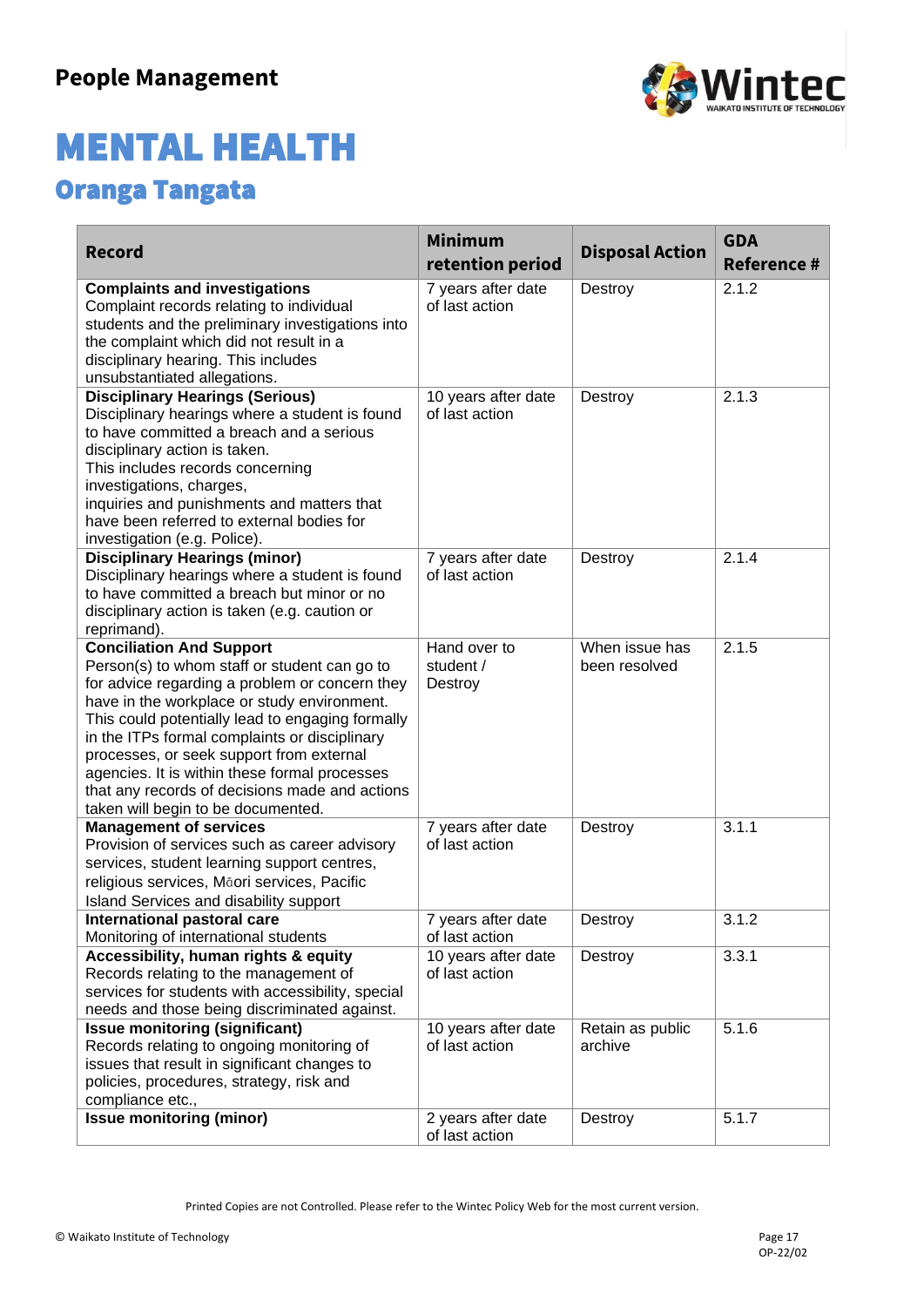## People Management

# MENTAL HEALTH

## Oranga Tangata

| Record | Minimum retention period | Disposal Action | GDA Reference # |
|---|---|---|---|
| **Complaints and investigations**<br>Complaint records relating to individual students and the preliminary investigations into the complaint which did not result in a disciplinary hearing. This includes unsubstantiated allegations. | 7 years after date of last action | Destroy | 2.1.2 |
| **Disciplinary Hearings (Serious)**<br>Disciplinary hearings where a student is found to have committed a breach and a serious disciplinary action is taken.<br>This includes records concerning investigations, charges, inquiries and punishments and matters that have been referred to external bodies for investigation (e.g. Police). | 10 years after date of last action | Destroy | 2.1.3 |
| **Disciplinary Hearings (minor)**<br>Disciplinary hearings where a student is found to have committed a breach but minor or no disciplinary action is taken (e.g. caution or reprimand). | 7 years after date of last action | Destroy | 2.1.4 |
| **Conciliation And Support**<br>Person(s) to whom staff or student can go to for advice regarding a problem or concern they have in the workplace or study environment. This could potentially lead to engaging formally in the ITPs formal complaints or disciplinary processes, or seek support from external agencies. It is within these formal processes that any records of decisions made and actions taken will begin to be documented. | Hand over to student / Destroy | When issue has been resolved | 2.1.5 |
| **Management of services**<br>Provision of services such as career advisory services, student learning support centres, religious services, Māori services, Pacific Island Services and disability support | 7 years after date of last action | Destroy | 3.1.1 |
| **International pastoral care**<br>Monitoring of international students | 7 years after date of last action | Destroy | 3.1.2 |
| **Accessibility, human rights & equity**<br>Records relating to the management of services for students with accessibility, special needs and those being discriminated against. | 10 years after date of last action | Destroy | 3.3.1 |
| **Issue monitoring (significant)**<br>Records relating to ongoing monitoring of issues that result in significant changes to policies, procedures, strategy, risk and compliance etc., | 10 years after date of last action | Retain as public archive | 5.1.6 |
| **Issue monitoring (minor)** | 2 years after date of last action | Destroy | 5.1.7 |

Printed Copies are not Controlled. Please refer to the Wintec Policy Web for the most current version.

© Waikato Institute of Technology

OP-22/02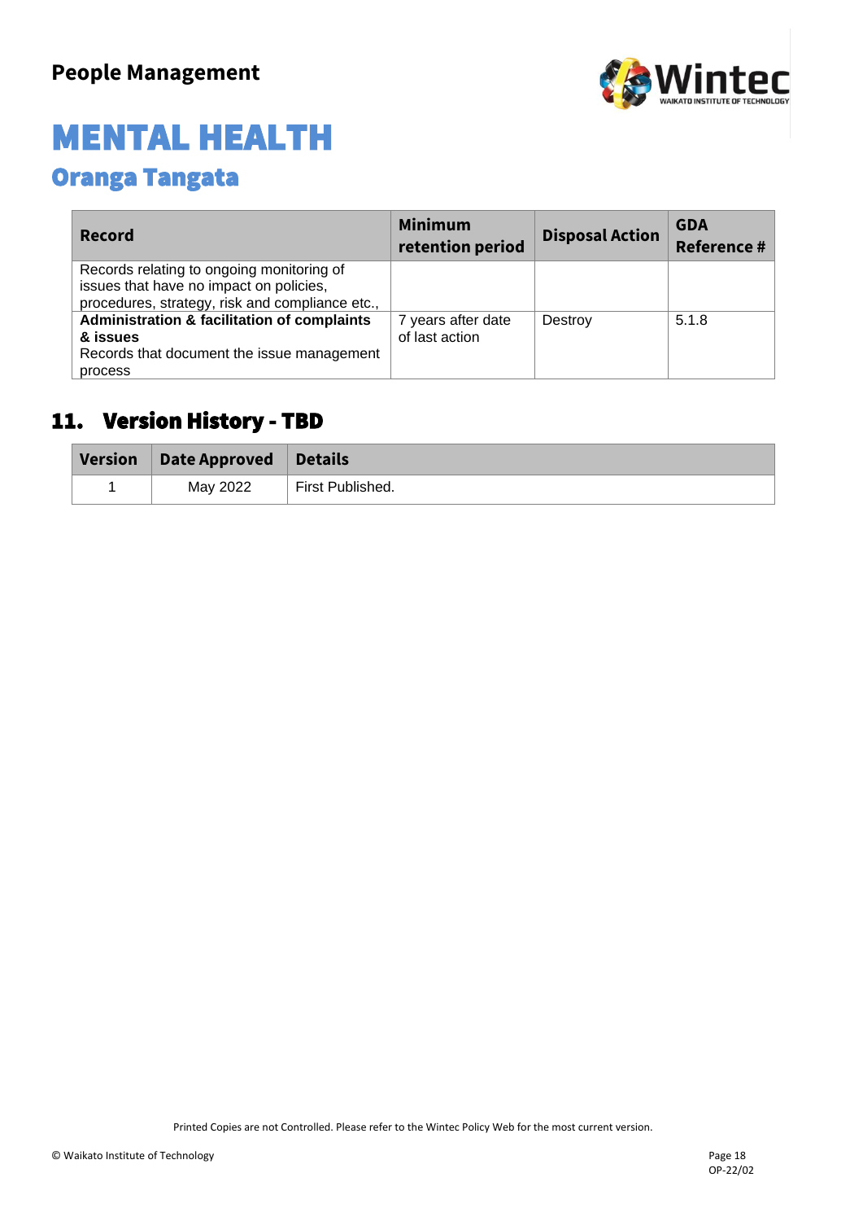| Record | Minimum retention period | Disposal Action | GDA Reference # |
|---|---|---|---|
| Records relating to ongoing monitoring of issues that have no impact on policies, procedures, strategy, risk and compliance etc., | | | |
| **Administration & facilitation of complaints & issues** Records that document the issue management process | 7 years after date of last action | Destroy | 5.1.8 |

## 11. Version History - TBD

| Version | Date Approved | Details |
|---|---|---|
| 1 | May 2022 | First Published. |

Printed Copies are not Controlled. Please refer to the Wintec Policy Web for the most current version.